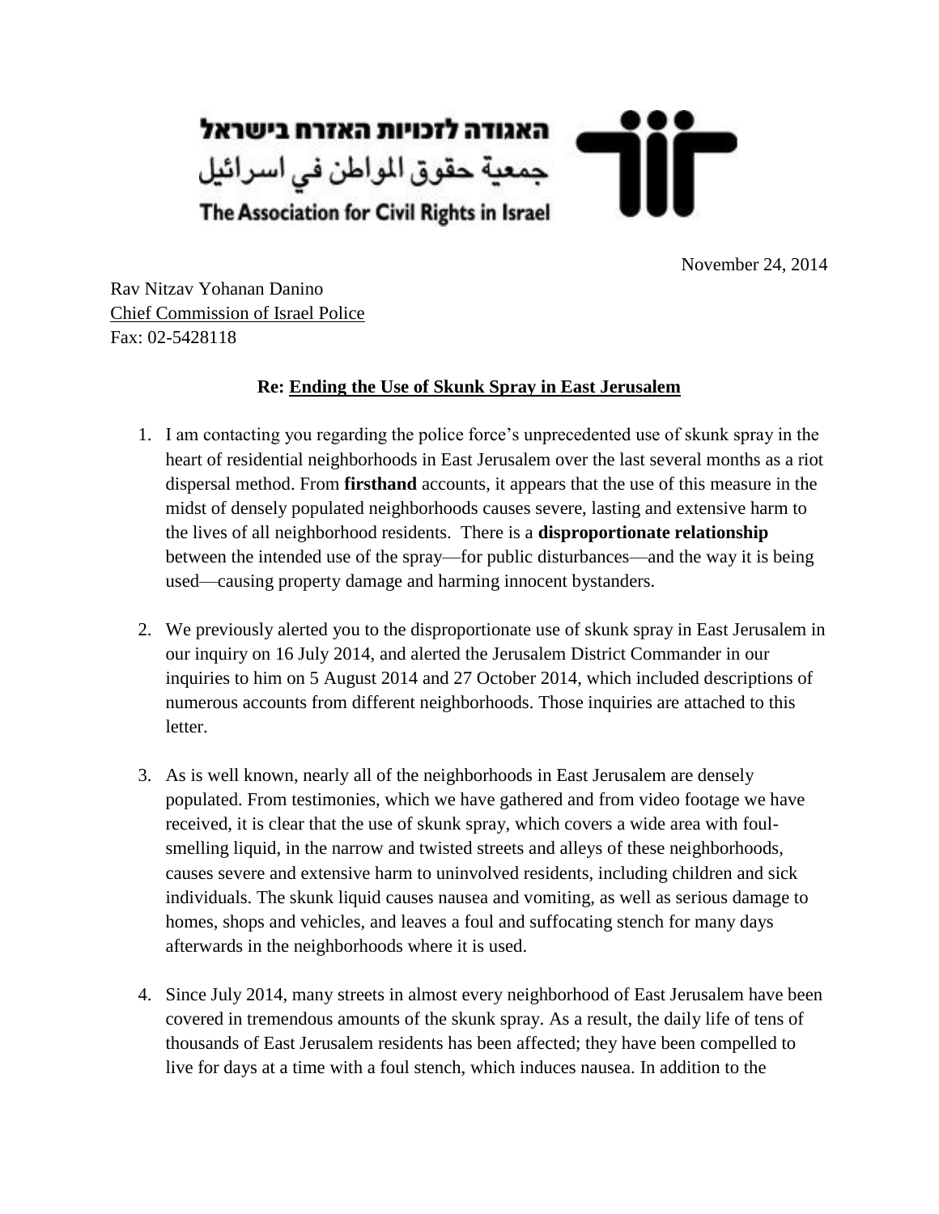האגודה לזכויות האזרח בישראל

جمعية حقوق المواطن في اسرائيل

The Association for Civil Rights in Israel

November 24, 2014

Rav Nitzav Yohanan Danino
Chief Commission of Israel Police
Fax: 02-5428118

**Re: Ending the Use of Skunk Spray in East Jerusalem**

1. I am contacting you regarding the police force's unprecedented use of skunk spray in the heart of residential neighborhoods in East Jerusalem over the last several months as a riot dispersal method. From **firsthand** accounts, it appears that the use of this measure in the midst of densely populated neighborhoods causes severe, lasting and extensive harm to the lives of all neighborhood residents. There is a **disproportionate relationship** between the intended use of the spray—for public disturbances—and the way it is being used—causing property damage and harming innocent bystanders.

2. We previously alerted you to the disproportionate use of skunk spray in East Jerusalem in our inquiry on 16 July 2014, and alerted the Jerusalem District Commander in our inquiries to him on 5 August 2014 and 27 October 2014, which included descriptions of numerous accounts from different neighborhoods. Those inquiries are attached to this letter.

3. As is well known, nearly all of the neighborhoods in East Jerusalem are densely populated. From testimonies, which we have gathered and from video footage we have received, it is clear that the use of skunk spray, which covers a wide area with foul-smelling liquid, in the narrow and twisted streets and alleys of these neighborhoods, causes severe and extensive harm to uninvolved residents, including children and sick individuals. The skunk liquid causes nausea and vomiting, as well as serious damage to homes, shops and vehicles, and leaves a foul and suffocating stench for many days afterwards in the neighborhoods where it is used.

4. Since July 2014, many streets in almost every neighborhood of East Jerusalem have been covered in tremendous amounts of the skunk spray. As a result, the daily life of tens of thousands of East Jerusalem residents has been affected; they have been compelled to live for days at a time with a foul stench, which induces nausea. In addition to the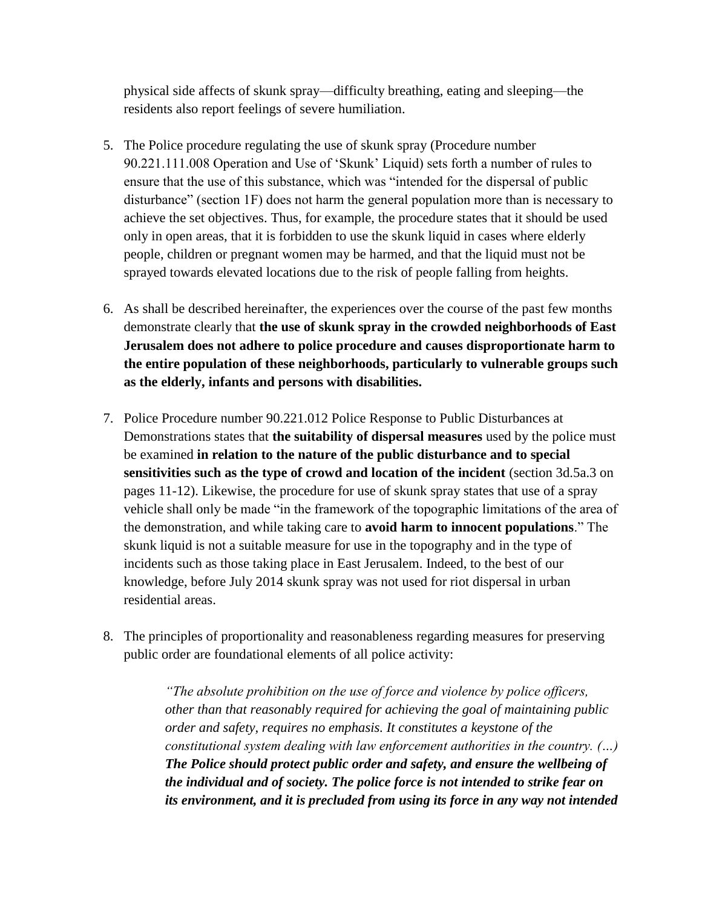physical side affects of skunk spray—difficulty breathing, eating and sleeping—the residents also report feelings of severe humiliation.

5. The Police procedure regulating the use of skunk spray (Procedure number 90.221.111.008 Operation and Use of 'Skunk' Liquid) sets forth a number of rules to ensure that the use of this substance, which was "intended for the dispersal of public disturbance" (section 1F) does not harm the general population more than is necessary to achieve the set objectives. Thus, for example, the procedure states that it should be used only in open areas, that it is forbidden to use the skunk liquid in cases where elderly people, children or pregnant women may be harmed, and that the liquid must not be sprayed towards elevated locations due to the risk of people falling from heights.

6. As shall be described hereinafter, the experiences over the course of the past few months demonstrate clearly that **the use of skunk spray in the crowded neighborhoods of East Jerusalem does not adhere to police procedure and causes disproportionate harm to the entire population of these neighborhoods, particularly to vulnerable groups such as the elderly, infants and persons with disabilities.**

7. Police Procedure number 90.221.012 Police Response to Public Disturbances at Demonstrations states that **the suitability of dispersal measures** used by the police must be examined **in relation to the nature of the public disturbance and to special sensitivities such as the type of crowd and location of the incident** (section 3d.5a.3 on pages 11-12). Likewise, the procedure for use of skunk spray states that use of a spray vehicle shall only be made "in the framework of the topographic limitations of the area of the demonstration, and while taking care to **avoid harm to innocent populations**." The skunk liquid is not a suitable measure for use in the topography and in the type of incidents such as those taking place in East Jerusalem. Indeed, to the best of our knowledge, before July 2014 skunk spray was not used for riot dispersal in urban residential areas.

8. The principles of proportionality and reasonableness regarding measures for preserving public order are foundational elements of all police activity:

> *"The absolute prohibition on the use of force and violence by police officers, other than that reasonably required for achieving the goal of maintaining public order and safety, requires no emphasis. It constitutes a keystone of the constitutional system dealing with law enforcement authorities in the country. (…)* ***The Police should protect public order and safety, and ensure the wellbeing of the individual and of society. The police force is not intended to strike fear on its environment, and it is precluded from using its force in any way not intended***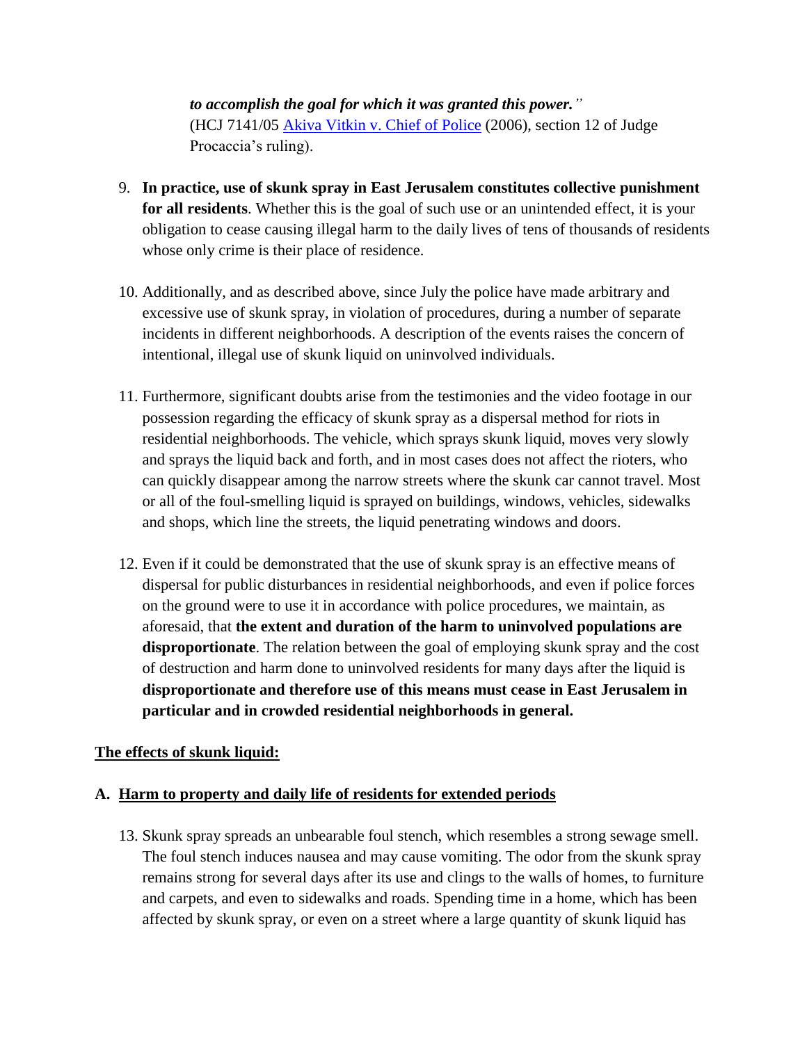> ***to accomplish the goal for which it was granted this power.***"
> (HCJ 7141/05 Akiva Vitkin v. Chief of Police (2006), section 12 of Judge Procaccia's ruling).

9. **In practice, use of skunk spray in East Jerusalem constitutes collective punishment for all residents**. Whether this is the goal of such use or an unintended effect, it is your obligation to cease causing illegal harm to the daily lives of tens of thousands of residents whose only crime is their place of residence.

10. Additionally, and as described above, since July the police have made arbitrary and excessive use of skunk spray, in violation of procedures, during a number of separate incidents in different neighborhoods. A description of the events raises the concern of intentional, illegal use of skunk liquid on uninvolved individuals.

11. Furthermore, significant doubts arise from the testimonies and the video footage in our possession regarding the efficacy of skunk spray as a dispersal method for riots in residential neighborhoods. The vehicle, which sprays skunk liquid, moves very slowly and sprays the liquid back and forth, and in most cases does not affect the rioters, who can quickly disappear among the narrow streets where the skunk car cannot travel. Most or all of the foul-smelling liquid is sprayed on buildings, windows, vehicles, sidewalks and shops, which line the streets, the liquid penetrating windows and doors.

12. Even if it could be demonstrated that the use of skunk spray is an effective means of dispersal for public disturbances in residential neighborhoods, and even if police forces on the ground were to use it in accordance with police procedures, we maintain, as aforesaid, that **the extent and duration of the harm to uninvolved populations are disproportionate**. The relation between the goal of employing skunk spray and the cost of destruction and harm done to uninvolved residents for many days after the liquid is **disproportionate and therefore use of this means must cease in East Jerusalem in particular and in crowded residential neighborhoods in general.**

**The effects of skunk liquid:**

**A. Harm to property and daily life of residents for extended periods**

13. Skunk spray spreads an unbearable foul stench, which resembles a strong sewage smell. The foul stench induces nausea and may cause vomiting. The odor from the skunk spray remains strong for several days after its use and clings to the walls of homes, to furniture and carpets, and even to sidewalks and roads. Spending time in a home, which has been affected by skunk spray, or even on a street where a large quantity of skunk liquid has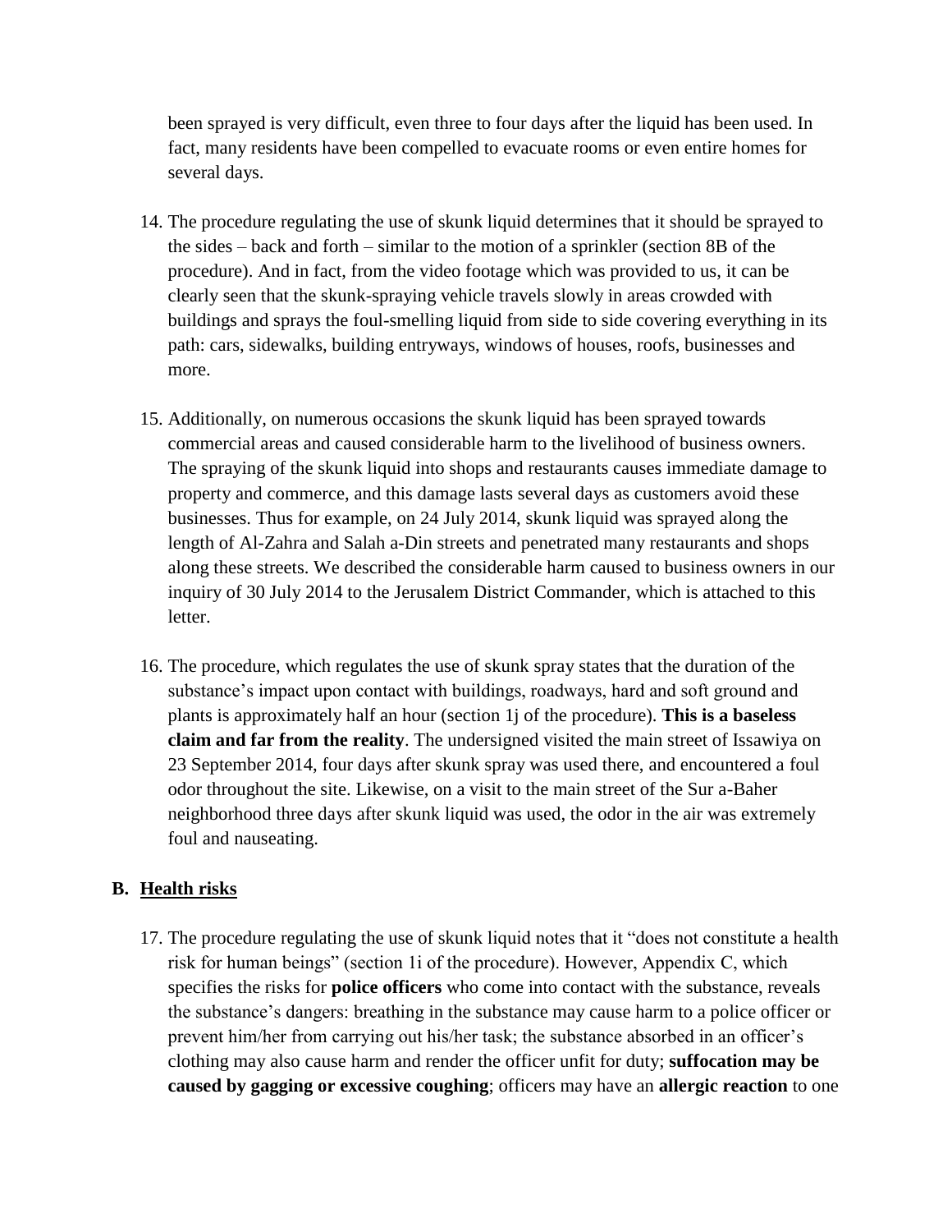been sprayed is very difficult, even three to four days after the liquid has been used. In fact, many residents have been compelled to evacuate rooms or even entire homes for several days.

14. The procedure regulating the use of skunk liquid determines that it should be sprayed to the sides – back and forth – similar to the motion of a sprinkler (section 8B of the procedure). And in fact, from the video footage which was provided to us, it can be clearly seen that the skunk-spraying vehicle travels slowly in areas crowded with buildings and sprays the foul-smelling liquid from side to side covering everything in its path: cars, sidewalks, building entryways, windows of houses, roofs, businesses and more.

15. Additionally, on numerous occasions the skunk liquid has been sprayed towards commercial areas and caused considerable harm to the livelihood of business owners. The spraying of the skunk liquid into shops and restaurants causes immediate damage to property and commerce, and this damage lasts several days as customers avoid these businesses. Thus for example, on 24 July 2014, skunk liquid was sprayed along the length of Al-Zahra and Salah a-Din streets and penetrated many restaurants and shops along these streets. We described the considerable harm caused to business owners in our inquiry of 30 July 2014 to the Jerusalem District Commander, which is attached to this letter.

16. The procedure, which regulates the use of skunk spray states that the duration of the substance's impact upon contact with buildings, roadways, hard and soft ground and plants is approximately half an hour (section 1j of the procedure). **This is a baseless claim and far from the reality**. The undersigned visited the main street of Issawiya on 23 September 2014, four days after skunk spray was used there, and encountered a foul odor throughout the site. Likewise, on a visit to the main street of the Sur a-Baher neighborhood three days after skunk liquid was used, the odor in the air was extremely foul and nauseating.

## B. Health risks

17. The procedure regulating the use of skunk liquid notes that it "does not constitute a health risk for human beings" (section 1i of the procedure). However, Appendix C, which specifies the risks for **police officers** who come into contact with the substance, reveals the substance's dangers: breathing in the substance may cause harm to a police officer or prevent him/her from carrying out his/her task; the substance absorbed in an officer's clothing may also cause harm and render the officer unfit for duty; **suffocation may be caused by gagging or excessive coughing**; officers may have an **allergic reaction** to one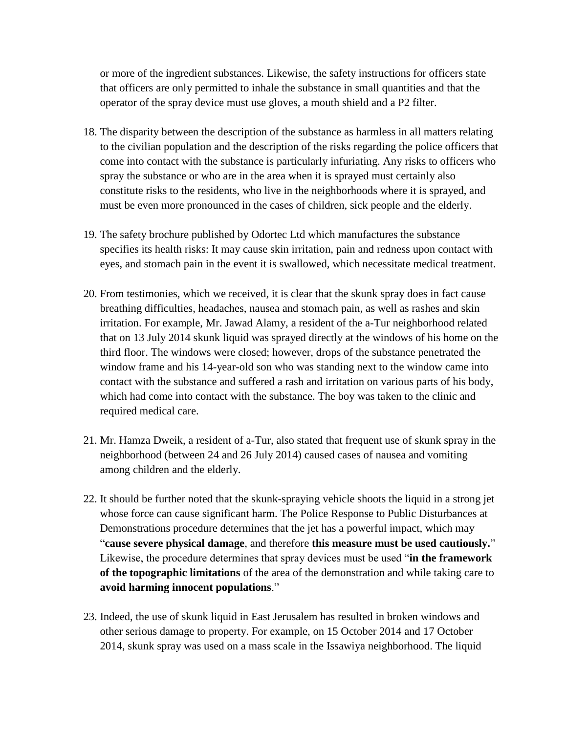or more of the ingredient substances. Likewise, the safety instructions for officers state that officers are only permitted to inhale the substance in small quantities and that the operator of the spray device must use gloves, a mouth shield and a P2 filter.

18. The disparity between the description of the substance as harmless in all matters relating to the civilian population and the description of the risks regarding the police officers that come into contact with the substance is particularly infuriating. Any risks to officers who spray the substance or who are in the area when it is sprayed must certainly also constitute risks to the residents, who live in the neighborhoods where it is sprayed, and must be even more pronounced in the cases of children, sick people and the elderly.

19. The safety brochure published by Odortec Ltd which manufactures the substance specifies its health risks: It may cause skin irritation, pain and redness upon contact with eyes, and stomach pain in the event it is swallowed, which necessitate medical treatment.

20. From testimonies, which we received, it is clear that the skunk spray does in fact cause breathing difficulties, headaches, nausea and stomach pain, as well as rashes and skin irritation. For example, Mr. Jawad Alamy, a resident of the a-Tur neighborhood related that on 13 July 2014 skunk liquid was sprayed directly at the windows of his home on the third floor. The windows were closed; however, drops of the substance penetrated the window frame and his 14-year-old son who was standing next to the window came into contact with the substance and suffered a rash and irritation on various parts of his body, which had come into contact with the substance. The boy was taken to the clinic and required medical care.

21. Mr. Hamza Dweik, a resident of a-Tur, also stated that frequent use of skunk spray in the neighborhood (between 24 and 26 July 2014) caused cases of nausea and vomiting among children and the elderly.

22. It should be further noted that the skunk-spraying vehicle shoots the liquid in a strong jet whose force can cause significant harm. The Police Response to Public Disturbances at Demonstrations procedure determines that the jet has a powerful impact, which may "**cause severe physical damage**, and therefore **this measure must be used cautiously.**" Likewise, the procedure determines that spray devices must be used "**in the framework of the topographic limitations** of the area of the demonstration and while taking care to **avoid harming innocent populations**."

23. Indeed, the use of skunk liquid in East Jerusalem has resulted in broken windows and other serious damage to property. For example, on 15 October 2014 and 17 October 2014, skunk spray was used on a mass scale in the Issawiya neighborhood. The liquid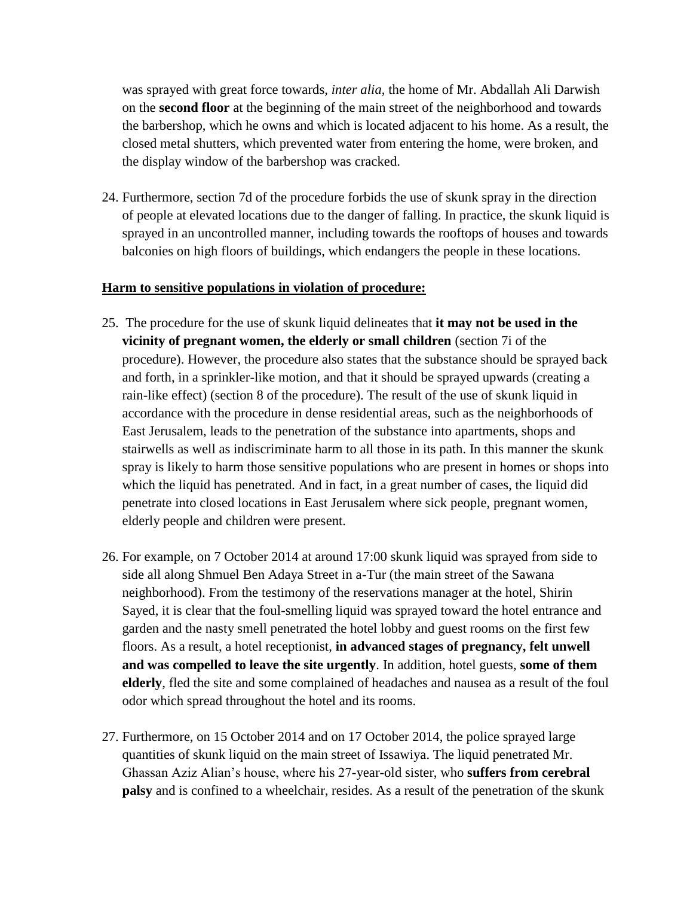was sprayed with great force towards, *inter alia*, the home of Mr. Abdallah Ali Darwish on the **second floor** at the beginning of the main street of the neighborhood and towards the barbershop, which he owns and which is located adjacent to his home. As a result, the closed metal shutters, which prevented water from entering the home, were broken, and the display window of the barbershop was cracked.

24. Furthermore, section 7d of the procedure forbids the use of skunk spray in the direction of people at elevated locations due to the danger of falling. In practice, the skunk liquid is sprayed in an uncontrolled manner, including towards the rooftops of houses and towards balconies on high floors of buildings, which endangers the people in these locations.

**Harm to sensitive populations in violation of procedure:**

25. The procedure for the use of skunk liquid delineates that **it may not be used in the vicinity of pregnant women, the elderly or small children** (section 7i of the procedure). However, the procedure also states that the substance should be sprayed back and forth, in a sprinkler-like motion, and that it should be sprayed upwards (creating a rain-like effect) (section 8 of the procedure). The result of the use of skunk liquid in accordance with the procedure in dense residential areas, such as the neighborhoods of East Jerusalem, leads to the penetration of the substance into apartments, shops and stairwells as well as indiscriminate harm to all those in its path. In this manner the skunk spray is likely to harm those sensitive populations who are present in homes or shops into which the liquid has penetrated. And in fact, in a great number of cases, the liquid did penetrate into closed locations in East Jerusalem where sick people, pregnant women, elderly people and children were present.

26. For example, on 7 October 2014 at around 17:00 skunk liquid was sprayed from side to side all along Shmuel Ben Adaya Street in a-Tur (the main street of the Sawana neighborhood). From the testimony of the reservations manager at the hotel, Shirin Sayed, it is clear that the foul-smelling liquid was sprayed toward the hotel entrance and garden and the nasty smell penetrated the hotel lobby and guest rooms on the first few floors. As a result, a hotel receptionist, **in advanced stages of pregnancy, felt unwell and was compelled to leave the site urgently**. In addition, hotel guests, **some of them elderly**, fled the site and some complained of headaches and nausea as a result of the foul odor which spread throughout the hotel and its rooms.

27. Furthermore, on 15 October 2014 and on 17 October 2014, the police sprayed large quantities of skunk liquid on the main street of Issawiya. The liquid penetrated Mr. Ghassan Aziz Alian's house, where his 27-year-old sister, who **suffers from cerebral palsy** and is confined to a wheelchair, resides. As a result of the penetration of the skunk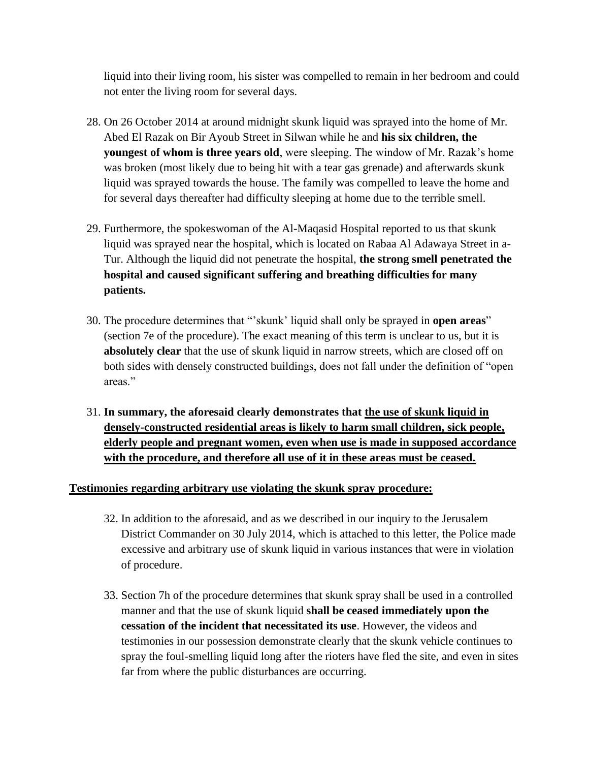liquid into their living room, his sister was compelled to remain in her bedroom and could not enter the living room for several days.

28. On 26 October 2014 at around midnight skunk liquid was sprayed into the home of Mr. Abed El Razak on Bir Ayoub Street in Silwan while he and **his six children, the youngest of whom is three years old**, were sleeping. The window of Mr. Razak's home was broken (most likely due to being hit with a tear gas grenade) and afterwards skunk liquid was sprayed towards the house. The family was compelled to leave the home and for several days thereafter had difficulty sleeping at home due to the terrible smell.

29. Furthermore, the spokeswoman of the Al-Maqasid Hospital reported to us that skunk liquid was sprayed near the hospital, which is located on Rabaa Al Adawaya Street in a-Tur. Although the liquid did not penetrate the hospital, **the strong smell penetrated the hospital and caused significant suffering and breathing difficulties for many patients.**

30. The procedure determines that "'skunk' liquid shall only be sprayed in **open areas**" (section 7e of the procedure). The exact meaning of this term is unclear to us, but it is **absolutely clear** that the use of skunk liquid in narrow streets, which are closed off on both sides with densely constructed buildings, does not fall under the definition of "open areas."

31. **In summary, the aforesaid clearly demonstrates that <u>the use of skunk liquid in densely-constructed residential areas is likely to harm small children, sick people, elderly people and pregnant women, even when use is made in supposed accordance with the procedure, and therefore all use of it in these areas must be ceased.</u>**

**<u>Testimonies regarding arbitrary use violating the skunk spray procedure:</u>**

32. In addition to the aforesaid, and as we described in our inquiry to the Jerusalem District Commander on 30 July 2014, which is attached to this letter, the Police made excessive and arbitrary use of skunk liquid in various instances that were in violation of procedure.

33. Section 7h of the procedure determines that skunk spray shall be used in a controlled manner and that the use of skunk liquid **shall be ceased immediately upon the cessation of the incident that necessitated its use**. However, the videos and testimonies in our possession demonstrate clearly that the skunk vehicle continues to spray the foul-smelling liquid long after the rioters have fled the site, and even in sites far from where the public disturbances are occurring.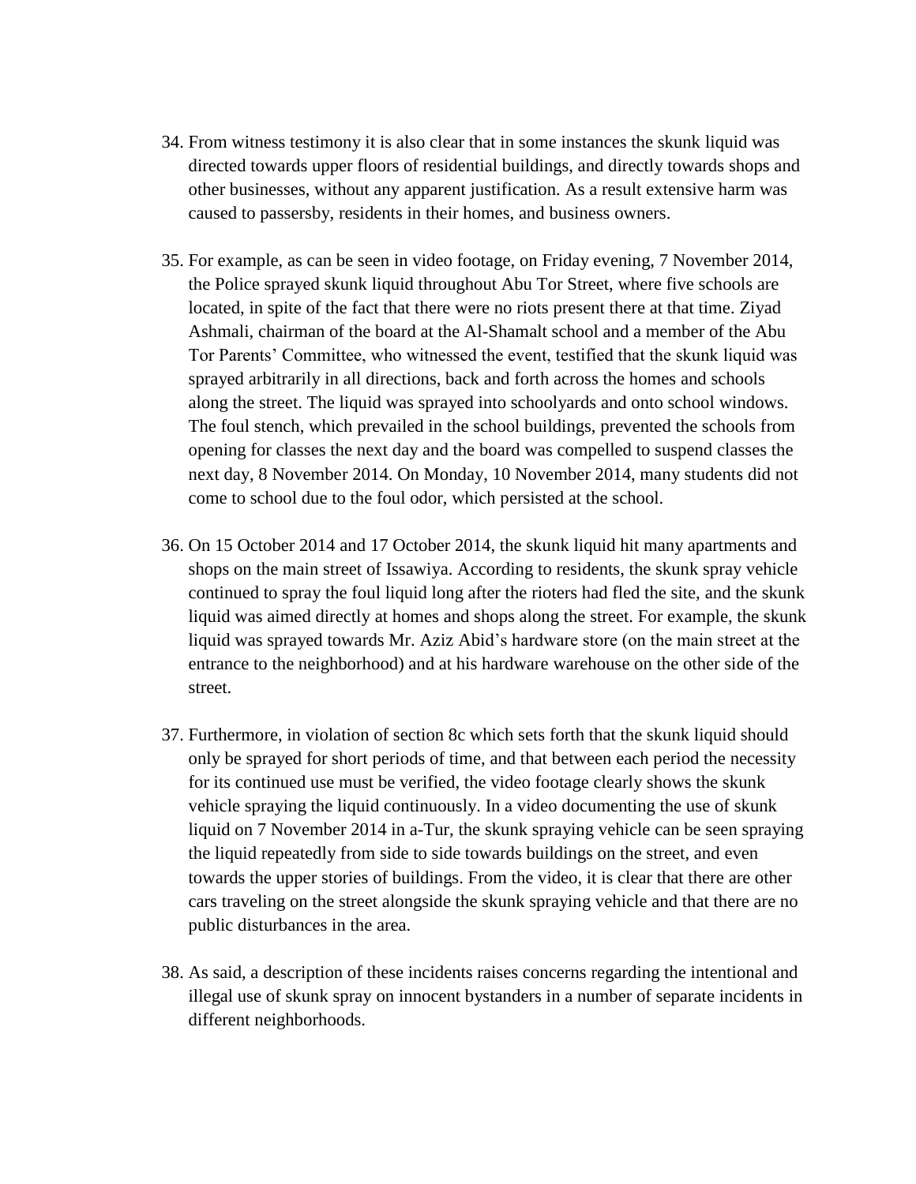34. From witness testimony it is also clear that in some instances the skunk liquid was directed towards upper floors of residential buildings, and directly towards shops and other businesses, without any apparent justification. As a result extensive harm was caused to passersby, residents in their homes, and business owners.

35. For example, as can be seen in video footage, on Friday evening, 7 November 2014, the Police sprayed skunk liquid throughout Abu Tor Street, where five schools are located, in spite of the fact that there were no riots present there at that time. Ziyad Ashmali, chairman of the board at the Al-Shamalt school and a member of the Abu Tor Parents' Committee, who witnessed the event, testified that the skunk liquid was sprayed arbitrarily in all directions, back and forth across the homes and schools along the street. The liquid was sprayed into schoolyards and onto school windows. The foul stench, which prevailed in the school buildings, prevented the schools from opening for classes the next day and the board was compelled to suspend classes the next day, 8 November 2014. On Monday, 10 November 2014, many students did not come to school due to the foul odor, which persisted at the school.

36. On 15 October 2014 and 17 October 2014, the skunk liquid hit many apartments and shops on the main street of Issawiya. According to residents, the skunk spray vehicle continued to spray the foul liquid long after the rioters had fled the site, and the skunk liquid was aimed directly at homes and shops along the street. For example, the skunk liquid was sprayed towards Mr. Aziz Abid's hardware store (on the main street at the entrance to the neighborhood) and at his hardware warehouse on the other side of the street.

37. Furthermore, in violation of section 8c which sets forth that the skunk liquid should only be sprayed for short periods of time, and that between each period the necessity for its continued use must be verified, the video footage clearly shows the skunk vehicle spraying the liquid continuously. In a video documenting the use of skunk liquid on 7 November 2014 in a-Tur, the skunk spraying vehicle can be seen spraying the liquid repeatedly from side to side towards buildings on the street, and even towards the upper stories of buildings. From the video, it is clear that there are other cars traveling on the street alongside the skunk spraying vehicle and that there are no public disturbances in the area.

38. As said, a description of these incidents raises concerns regarding the intentional and illegal use of skunk spray on innocent bystanders in a number of separate incidents in different neighborhoods.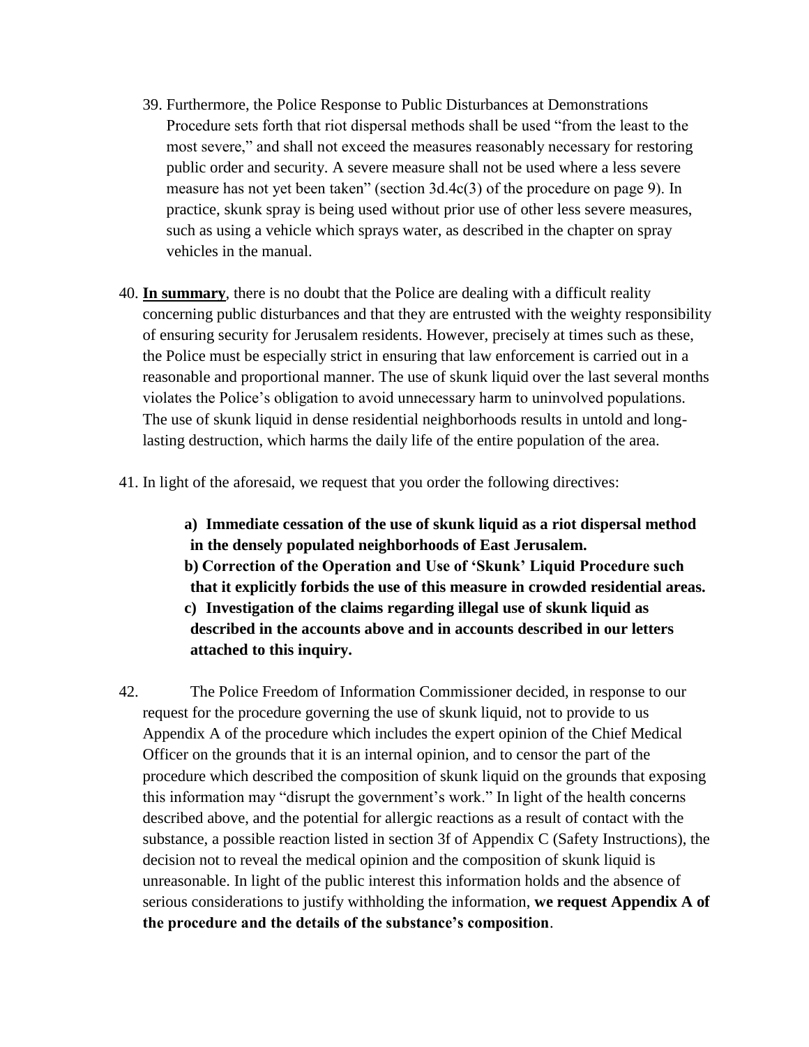39. Furthermore, the Police Response to Public Disturbances at Demonstrations Procedure sets forth that riot dispersal methods shall be used "from the least to the most severe," and shall not exceed the measures reasonably necessary for restoring public order and security. A severe measure shall not be used where a less severe measure has not yet been taken" (section 3d.4c(3) of the procedure on page 9). In practice, skunk spray is being used without prior use of other less severe measures, such as using a vehicle which sprays water, as described in the chapter on spray vehicles in the manual.

40. **In summary**, there is no doubt that the Police are dealing with a difficult reality concerning public disturbances and that they are entrusted with the weighty responsibility of ensuring security for Jerusalem residents. However, precisely at times such as these, the Police must be especially strict in ensuring that law enforcement is carried out in a reasonable and proportional manner. The use of skunk liquid over the last several months violates the Police's obligation to avoid unnecessary harm to uninvolved populations. The use of skunk liquid in dense residential neighborhoods results in untold and long-lasting destruction, which harms the daily life of the entire population of the area.

41. In light of the aforesaid, we request that you order the following directives:

    **a) Immediate cessation of the use of skunk liquid as a riot dispersal method in the densely populated neighborhoods of East Jerusalem.**

    **b) Correction of the Operation and Use of 'Skunk' Liquid Procedure such that it explicitly forbids the use of this measure in crowded residential areas.**

    **c) Investigation of the claims regarding illegal use of skunk liquid as described in the accounts above and in accounts described in our letters attached to this inquiry.**

42. The Police Freedom of Information Commissioner decided, in response to our request for the procedure governing the use of skunk liquid, not to provide to us Appendix A of the procedure which includes the expert opinion of the Chief Medical Officer on the grounds that it is an internal opinion, and to censor the part of the procedure which described the composition of skunk liquid on the grounds that exposing this information may "disrupt the government's work." In light of the health concerns described above, and the potential for allergic reactions as a result of contact with the substance, a possible reaction listed in section 3f of Appendix C (Safety Instructions), the decision not to reveal the medical opinion and the composition of skunk liquid is unreasonable. In light of the public interest this information holds and the absence of serious considerations to justify withholding the information, **we request Appendix A of the procedure and the details of the substance's composition**.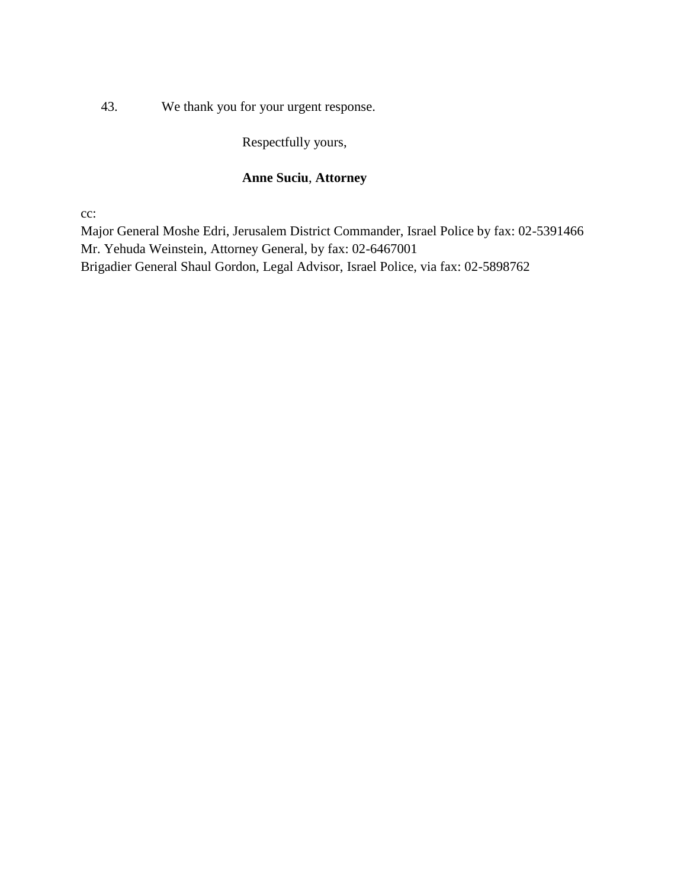43. We thank you for your urgent response.

Respectfully yours,

**Anne Suciu**, **Attorney**

cc:
Major General Moshe Edri, Jerusalem District Commander, Israel Police by fax: 02-5391466
Mr. Yehuda Weinstein, Attorney General, by fax: 02-6467001
Brigadier General Shaul Gordon, Legal Advisor, Israel Police, via fax: 02-5898762